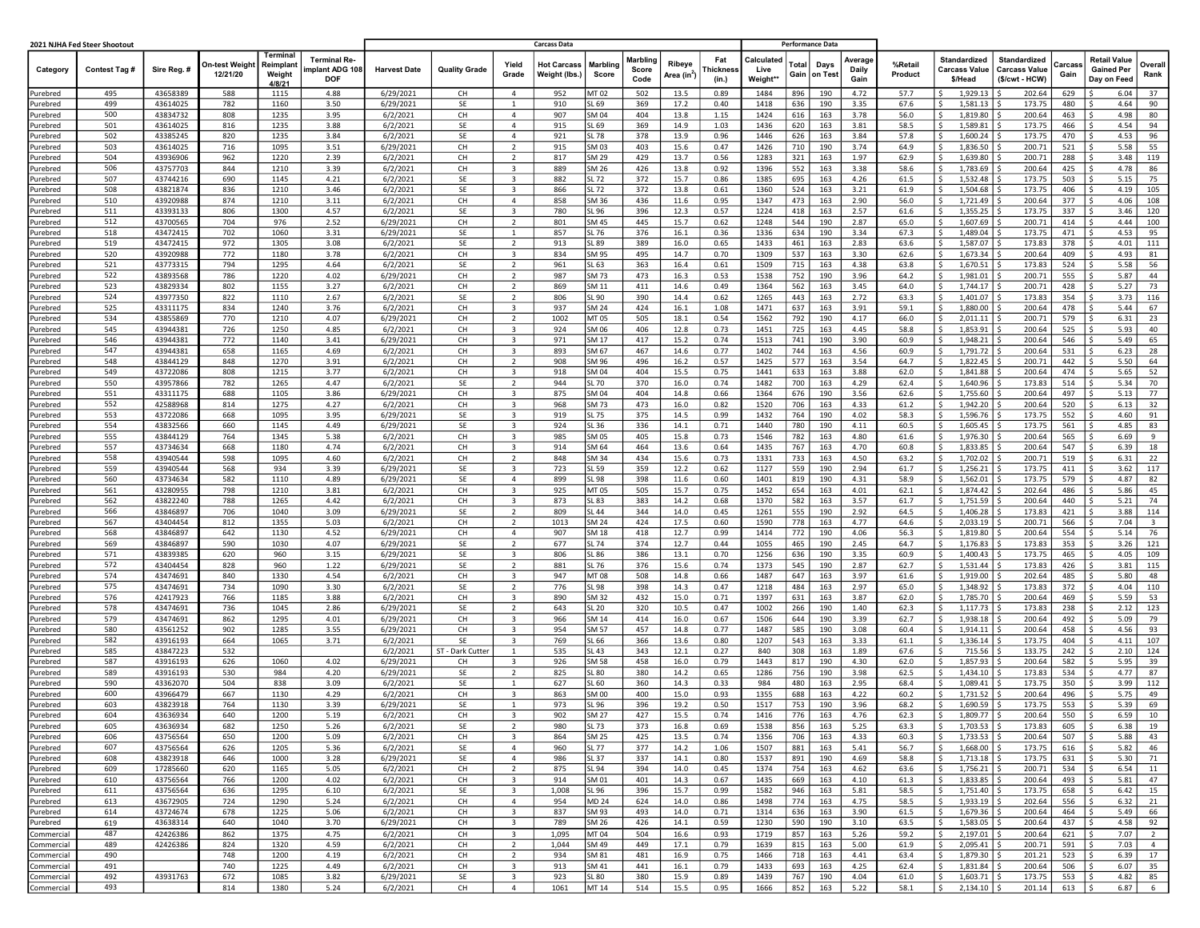**2021 NJHA Fed Steer Shootout**

| Category | Contest Tag # | Sire Reg. # | On-test Weight 12/21/20 | Terminal Reimplant Weight 4/8/21 | Terminal Re-implant ADG 108 DOF | Harvest Date | Quality Grade | Yield Grade | Hot Carcass Weight (lbs.) | Marbling Score | Marbling Score Code | Ribeye Area (in$^2$) | Fat Thickness (in.) | Calculated Live Weight** | Total Gain | Days on Test | Average Daily Gain | %Retail Product | Standardized Carcass Value $/Head | Standardized Carcass Value ($/cwt - HCW) | Carcass Gain | Retail Value Gained Per Day on Feed | Overall Rank |
|---|---|---|---|---|---|---|---|---|---|---|---|---|---|---|---|---|---|---|---|---|---|---|---|
| | | | | | | Carcass Data | | | | | | | | Performance Data | | | | | | | | | |
| Purebred | 495 | 43658389 | 588 | 1115 | 4.88 | 6/29/2021 | CH | 4 | 952 | MT 02 | 502 | 13.5 | 0.89 | 1484 | 896 | 190 | 4.72 | 57.7 | $ 1,929.13 | $ 202.64 | 629 | $ 6.04 | 37 |
| Purebred | 499 | 43614025 | 782 | 1160 | 3.50 | 6/29/2021 | SE | 1 | 910 | SL 69 | 369 | 17.2 | 0.40 | 1418 | 636 | 190 | 3.35 | 67.6 | $ 1,581.13 | $ 173.75 | 480 | $ 4.64 | 90 |
| Purebred | 500 | 43834732 | 808 | 1235 | 3.95 | 6/2/2021 | CH | 4 | 907 | SM 04 | 404 | 13.8 | 1.15 | 1424 | 616 | 163 | 3.78 | 56.0 | $ 1,819.80 | $ 200.64 | 463 | $ 4.98 | 80 |
| Purebred | 501 | 43614025 | 816 | 1235 | 3.88 | 6/2/2021 | SE | 4 | 915 | SL 69 | 369 | 14.9 | 1.03 | 1436 | 620 | 163 | 3.81 | 58.5 | $ 1,589.81 | $ 173.75 | 466 | $ 4.54 | 94 |
| Purebred | 502 | 43385245 | 820 | 1235 | 3.84 | 6/2/2021 | SE | 4 | 921 | SL 78 | 378 | 13.9 | 0.96 | 1446 | 626 | 163 | 3.84 | 57.8 | $ 1,600.24 | $ 173.75 | 470 | $ 4.53 | 96 |
| Purebred | 503 | 43614025 | 716 | 1095 | 3.51 | 6/29/2021 | CH | 2 | 915 | SM 03 | 403 | 15.6 | 0.47 | 1426 | 710 | 190 | 3.74 | 64.9 | $ 1,836.50 | $ 200.71 | 521 | $ 5.58 | 55 |
| Purebred | 504 | 43936906 | 962 | 1220 | 2.39 | 6/2/2021 | CH | 2 | 817 | SM 29 | 429 | 13.7 | 0.56 | 1283 | 321 | 163 | 1.97 | 62.9 | $ 1,639.80 | $ 200.71 | 288 | $ 3.48 | 119 |
| Purebred | 506 | 43757703 | 844 | 1210 | 3.39 | 6/2/2021 | CH | 3 | 889 | SM 26 | 426 | 13.8 | 0.92 | 1396 | 552 | 163 | 3.38 | 58.6 | $ 1,783.69 | $ 200.64 | 425 | $ 4.78 | 86 |
| Purebred | 507 | 43744216 | 690 | 1145 | 4.21 | 6/2/2021 | SE | 3 | 882 | SL 72 | 372 | 15.7 | 0.86 | 1385 | 695 | 163 | 4.26 | 61.5 | $ 1,532.48 | $ 173.75 | 503 | $ 5.15 | 75 |
| Purebred | 508 | 43821874 | 836 | 1210 | 3.46 | 6/2/2021 | SE | 3 | 866 | SL 72 | 372 | 13.8 | 0.61 | 1360 | 524 | 163 | 3.21 | 61.9 | $ 1,504.68 | $ 173.75 | 406 | $ 4.19 | 105 |
| Purebred | 510 | 43920988 | 874 | 1210 | 3.11 | 6/2/2021 | CH | 4 | 858 | SM 36 | 436 | 11.6 | 0.95 | 1347 | 473 | 163 | 2.90 | 56.0 | $ 1,721.49 | $ 200.64 | 377 | $ 4.06 | 108 |
| Purebred | 511 | 43393133 | 806 | 1300 | 4.57 | 6/2/2021 | SE | 3 | 780 | SL 96 | 396 | 12.3 | 0.57 | 1224 | 418 | 163 | 2.57 | 61.6 | $ 1,355.25 | $ 173.75 | 337 | $ 3.46 | 120 |
| Purebred | 512 | 43700565 | 704 | 976 | 2.52 | 6/29/2021 | CH | 2 | 801 | SM 45 | 445 | 15.7 | 0.62 | 1248 | 544 | 190 | 2.87 | 65.0 | $ 1,607.69 | $ 200.71 | 414 | $ 4.44 | 100 |
| Purebred | 518 | 43472415 | 702 | 1060 | 3.31 | 6/29/2021 | SE | 1 | 857 | SL 76 | 376 | 16.1 | 0.36 | 1336 | 634 | 190 | 3.34 | 67.3 | $ 1,489.04 | $ 173.75 | 471 | $ 4.53 | 95 |
| Purebred | 519 | 43472415 | 972 | 1305 | 3.08 | 6/2/2021 | SE | 2 | 913 | SL 89 | 389 | 16.0 | 0.65 | 1433 | 461 | 163 | 2.83 | 63.6 | $ 1,587.07 | $ 173.83 | 378 | $ 4.01 | 111 |
| Purebred | 520 | 43920988 | 772 | 1180 | 3.78 | 6/2/2021 | CH | 3 | 834 | SM 95 | 495 | 14.7 | 0.70 | 1309 | 537 | 163 | 3.30 | 62.6 | $ 1,673.34 | $ 200.64 | 409 | $ 4.93 | 81 |
| Purebred | 521 | 43773315 | 794 | 1295 | 4.64 | 6/2/2021 | SE | 2 | 961 | SL 63 | 363 | 16.4 | 0.61 | 1509 | 715 | 163 | 4.38 | 63.8 | $ 1,670.51 | $ 173.83 | 524 | $ 5.58 | 56 |
| Purebred | 522 | 43893568 | 786 | 1220 | 4.02 | 6/29/2021 | CH | 2 | 987 | SM 73 | 473 | 16.3 | 0.53 | 1538 | 752 | 190 | 3.96 | 64.2 | $ 1,981.01 | $ 200.71 | 555 | $ 5.87 | 44 |
| Purebred | 523 | 43829334 | 802 | 1155 | 3.27 | 6/2/2021 | CH | 2 | 869 | SM 11 | 411 | 14.6 | 0.49 | 1364 | 562 | 163 | 3.45 | 64.0 | $ 1,744.17 | $ 200.71 | 428 | $ 5.27 | 73 |
| Purebred | 524 | 43977350 | 822 | 1110 | 2.67 | 6/2/2021 | SE | 2 | 806 | SL 90 | 390 | 14.4 | 0.62 | 1265 | 443 | 163 | 2.72 | 63.3 | $ 1,401.07 | $ 173.83 | 354 | $ 3.73 | 116 |
| Purebred | 525 | 43311175 | 834 | 1240 | 3.76 | 6/2/2021 | CH | 3 | 937 | SM 24 | 424 | 16.1 | 1.08 | 1471 | 637 | 163 | 3.91 | 59.1 | $ 1,880.00 | $ 200.64 | 478 | $ 5.44 | 67 |
| Purebred | 534 | 43855869 | 770 | 1210 | 4.07 | 6/29/2021 | CH | 2 | 1002 | MT 05 | 505 | 18.1 | 0.54 | 1562 | 792 | 190 | 4.17 | 66.0 | $ 2,011.11 | $ 200.71 | 579 | $ 6.31 | 23 |
| Purebred | 545 | 43944381 | 726 | 1250 | 4.85 | 6/2/2021 | CH | 3 | 924 | SM 06 | 406 | 12.8 | 0.73 | 1451 | 725 | 163 | 4.45 | 58.8 | $ 1,853.91 | $ 200.64 | 525 | $ 5.93 | 40 |
| Purebred | 546 | 43944381 | 772 | 1140 | 3.41 | 6/29/2021 | CH | 3 | 971 | SM 17 | 417 | 15.2 | 0.74 | 1513 | 741 | 190 | 3.90 | 60.9 | $ 1,948.21 | $ 200.64 | 546 | $ 5.49 | 65 |
| Purebred | 547 | 43944381 | 658 | 1165 | 4.69 | 6/2/2021 | CH | 3 | 893 | SM 67 | 467 | 14.6 | 0.77 | 1402 | 744 | 163 | 4.56 | 60.9 | $ 1,791.72 | $ 200.64 | 531 | $ 6.23 | 28 |
| Purebred | 548 | 43844129 | 848 | 1270 | 3.91 | 6/2/2021 | CH | 2 | 908 | SM 96 | 496 | 16.2 | 0.57 | 1425 | 577 | 163 | 3.54 | 64.7 | $ 1,822.45 | $ 200.71 | 442 | $ 5.50 | 64 |
| Purebred | 549 | 43722086 | 808 | 1215 | 3.77 | 6/2/2021 | CH | 3 | 918 | SM 04 | 404 | 15.5 | 0.75 | 1441 | 633 | 163 | 3.88 | 62.0 | $ 1,841.88 | $ 200.64 | 474 | $ 5.65 | 52 |
| Purebred | 550 | 43957866 | 782 | 1265 | 4.47 | 6/2/2021 | SE | 2 | 944 | SL 70 | 370 | 16.0 | 0.74 | 1482 | 700 | 163 | 4.29 | 62.4 | $ 1,640.96 | $ 173.83 | 514 | $ 5.34 | 70 |
| Purebred | 551 | 43311175 | 688 | 1105 | 3.86 | 6/29/2021 | CH | 3 | 875 | SM 04 | 404 | 14.8 | 0.66 | 1364 | 676 | 190 | 3.56 | 62.6 | $ 1,755.60 | $ 200.64 | 497 | $ 5.13 | 77 |
| Purebred | 552 | 42588968 | 814 | 1275 | 4.27 | 6/2/2021 | CH | 3 | 968 | SM 73 | 473 | 16.0 | 0.82 | 1520 | 706 | 163 | 4.33 | 61.2 | $ 1,942.20 | $ 200.64 | 520 | $ 6.13 | 32 |
| Purebred | 553 | 43722086 | 668 | 1095 | 3.95 | 6/29/2021 | SE | 3 | 919 | SL 75 | 375 | 14.5 | 0.99 | 1432 | 764 | 190 | 4.02 | 58.3 | $ 1,596.76 | $ 173.75 | 552 | $ 4.60 | 91 |
| Purebred | 554 | 43832566 | 660 | 1145 | 4.49 | 6/29/2021 | SE | 3 | 924 | SL 36 | 336 | 14.1 | 0.71 | 1440 | 780 | 190 | 4.11 | 60.5 | $ 1,605.45 | $ 173.75 | 561 | $ 4.85 | 83 |
| Purebred | 555 | 43844129 | 764 | 1345 | 5.38 | 6/2/2021 | CH | 3 | 985 | SM 05 | 405 | 15.8 | 0.73 | 1546 | 782 | 163 | 4.80 | 61.6 | $ 1,976.30 | $ 200.64 | 565 | $ 6.69 | 9 |
| Purebred | 557 | 43734634 | 668 | 1180 | 4.74 | 6/2/2021 | CH | 3 | 914 | SM 64 | 464 | 13.6 | 0.64 | 1435 | 767 | 163 | 4.70 | 60.8 | $ 1,833.85 | $ 200.64 | 547 | $ 6.39 | 18 |
| Purebred | 558 | 43940544 | 598 | 1095 | 4.60 | 6/2/2021 | CH | 2 | 848 | SM 34 | 434 | 15.6 | 0.73 | 1331 | 733 | 163 | 4.50 | 63.2 | $ 1,702.02 | $ 200.71 | 519 | $ 6.31 | 22 |
| Purebred | 559 | 43940544 | 568 | 934 | 3.39 | 6/29/2021 | SE | 3 | 723 | SL 59 | 359 | 12.2 | 0.62 | 1127 | 559 | 190 | 2.94 | 61.7 | $ 1,256.21 | $ 173.75 | 411 | $ 3.62 | 117 |
| Purebred | 560 | 43734634 | 582 | 1110 | 4.89 | 6/29/2021 | SE | 4 | 899 | SL 98 | 398 | 11.6 | 0.60 | 1401 | 819 | 190 | 4.31 | 58.9 | $ 1,562.01 | $ 173.75 | 579 | $ 4.87 | 82 |
| Purebred | 561 | 43280955 | 798 | 1210 | 3.81 | 6/2/2021 | CH | 3 | 925 | MT 05 | 505 | 15.7 | 0.75 | 1452 | 654 | 163 | 4.01 | 62.1 | $ 1,874.42 | $ 202.64 | 486 | $ 5.86 | 45 |
| Purebred | 562 | 43822240 | 788 | 1265 | 4.42 | 6/2/2021 | CH | 3 | 873 | SL 83 | 383 | 14.2 | 0.68 | 1370 | 582 | 163 | 3.57 | 61.7 | $ 1,751.59 | $ 200.64 | 440 | $ 5.21 | 74 |
| Purebred | 566 | 43846897 | 706 | 1040 | 3.09 | 6/29/2021 | SE | 2 | 809 | SL 44 | 344 | 14.0 | 0.45 | 1261 | 555 | 190 | 2.92 | 64.5 | $ 1,406.28 | $ 173.83 | 421 | $ 3.88 | 114 |
| Purebred | 567 | 43404454 | 812 | 1355 | 5.03 | 6/2/2021 | CH | 2 | 1013 | SM 24 | 424 | 17.5 | 0.60 | 1590 | 778 | 163 | 4.77 | 64.6 | $ 2,033.19 | $ 200.71 | 566 | $ 7.04 | 3 |
| Purebred | 568 | 43846897 | 642 | 1130 | 4.52 | 6/29/2021 | CH | 4 | 907 | SM 18 | 418 | 12.7 | 0.99 | 1414 | 772 | 190 | 4.06 | 56.3 | $ 1,819.80 | $ 200.64 | 554 | $ 5.14 | 76 |
| Purebred | 569 | 43846897 | 590 | 1030 | 4.07 | 6/29/2021 | SE | 2 | 677 | SL 74 | 374 | 12.7 | 0.44 | 1055 | 465 | 190 | 2.45 | 64.7 | $ 1,176.83 | $ 173.83 | 353 | $ 3.26 | 121 |
| Purebred | 571 | 43839385 | 620 | 960 | 3.15 | 6/29/2021 | SE | 3 | 806 | SL 86 | 386 | 13.1 | 0.70 | 1256 | 636 | 190 | 3.35 | 60.9 | $ 1,400.43 | $ 173.75 | 465 | $ 4.05 | 109 |
| Purebred | 572 | 43404454 | 828 | 960 | 1.22 | 6/29/2021 | SE | 2 | 881 | SL 76 | 376 | 15.6 | 0.74 | 1373 | 545 | 190 | 2.87 | 62.7 | $ 1,531.44 | $ 173.83 | 426 | $ 3.81 | 115 |
| Purebred | 574 | 43474691 | 840 | 1330 | 4.54 | 6/2/2021 | CH | 3 | 947 | MT 08 | 508 | 14.8 | 0.66 | 1487 | 647 | 163 | 3.97 | 61.6 | $ 1,919.00 | $ 202.64 | 485 | $ 5.80 | 48 |
| Purebred | 575 | 43474691 | 734 | 1090 | 3.30 | 6/2/2021 | SE | 2 | 776 | SL 98 | 398 | 14.3 | 0.47 | 1218 | 484 | 163 | 2.97 | 65.0 | $ 1,348.92 | $ 173.83 | 372 | $ 4.04 | 110 |
| Purebred | 576 | 42417923 | 766 | 1185 | 3.88 | 6/2/2021 | CH | 3 | 890 | SM 32 | 432 | 15.0 | 0.71 | 1397 | 631 | 163 | 3.87 | 62.0 | $ 1,785.70 | $ 200.64 | 469 | $ 5.59 | 53 |
| Purebred | 578 | 43474691 | 736 | 1045 | 2.86 | 6/29/2021 | SE | 2 | 643 | SL 20 | 320 | 10.5 | 0.47 | 1002 | 266 | 190 | 1.40 | 62.3 | $ 1,117.73 | $ 173.83 | 238 | $ 2.12 | 123 |
| Purebred | 579 | 43474691 | 862 | 1295 | 4.01 | 6/29/2021 | CH | 3 | 966 | SM 14 | 414 | 16.0 | 0.67 | 1506 | 644 | 190 | 3.39 | 62.7 | $ 1,938.18 | $ 200.64 | 492 | $ 5.09 | 79 |
| Purebred | 580 | 43561252 | 902 | 1285 | 3.55 | 6/29/2021 | CH | 3 | 954 | SM 57 | 457 | 14.8 | 0.77 | 1487 | 585 | 190 | 3.08 | 60.4 | $ 1,914.11 | $ 200.64 | 458 | $ 4.56 | 93 |
| Purebred | 582 | 43916193 | 664 | 1065 | 3.71 | 6/2/2021 | SE | 3 | 769 | SL 66 | 366 | 13.6 | 0.80 | 1207 | 543 | 163 | 3.33 | 61.1 | $ 1,336.14 | $ 173.75 | 404 | $ 4.11 | 107 |
| Purebred | 585 | 43847223 | 532 | | | 6/2/2021 | ST - Dark Cutter | 1 | 535 | SL 43 | 343 | 12.1 | 0.27 | 840 | 308 | 163 | 1.89 | 67.6 | $ 715.56 | $ 133.75 | 242 | $ 2.10 | 124 |
| Purebred | 587 | 43916193 | 626 | 1060 | 4.02 | 6/29/2021 | CH | 3 | 926 | SM 58 | 458 | 16.0 | 0.79 | 1443 | 817 | 190 | 4.30 | 62.0 | $ 1,857.93 | $ 200.64 | 582 | $ 5.95 | 39 |
| Purebred | 589 | 43916193 | 530 | 984 | 4.20 | 6/29/2021 | SE | 2 | 825 | SL 80 | 380 | 14.2 | 0.65 | 1286 | 756 | 190 | 3.98 | 62.5 | $ 1,434.10 | $ 173.83 | 534 | $ 4.77 | 87 |
| Purebred | 590 | 43362070 | 504 | 838 | 3.09 | 6/2/2021 | SE | 1 | 627 | SL 60 | 360 | 14.3 | 0.33 | 984 | 480 | 163 | 2.95 | 68.4 | $ 1,089.41 | $ 173.75 | 350 | $ 3.99 | 112 |
| Purebred | 600 | 43966479 | 667 | 1130 | 4.29 | 6/2/2021 | CH | 3 | 863 | SM 00 | 400 | 15.0 | 0.93 | 1355 | 688 | 163 | 4.22 | 60.2 | $ 1,731.52 | $ 200.64 | 496 | $ 5.75 | 49 |
| Purebred | 603 | 43823918 | 764 | 1130 | 3.39 | 6/29/2021 | SE | 1 | 973 | SL 96 | 396 | 19.2 | 0.50 | 1517 | 753 | 190 | 3.96 | 68.2 | $ 1,690.59 | $ 173.75 | 553 | $ 5.39 | 69 |
| Purebred | 604 | 43636934 | 640 | 1200 | 5.19 | 6/2/2021 | CH | 3 | 902 | SM 27 | 427 | 15.5 | 0.74 | 1416 | 776 | 163 | 4.76 | 62.3 | $ 1,809.77 | $ 200.64 | 550 | $ 6.59 | 10 |
| Purebred | 605 | 43636934 | 682 | 1250 | 5.26 | 6/2/2021 | SE | 2 | 980 | SL 73 | 373 | 16.8 | 0.69 | 1538 | 856 | 163 | 5.25 | 63.3 | $ 1,703.53 | $ 173.83 | 605 | $ 6.38 | 19 |
| Purebred | 606 | 43756564 | 650 | 1200 | 5.09 | 6/2/2021 | CH | 3 | 864 | SM 25 | 425 | 13.5 | 0.74 | 1356 | 706 | 163 | 4.33 | 60.3 | $ 1,733.53 | $ 200.64 | 507 | $ 5.88 | 43 |
| Purebred | 607 | 43756564 | 626 | 1205 | 5.36 | 6/2/2021 | SE | 4 | 960 | SL 77 | 377 | 14.2 | 1.06 | 1507 | 881 | 163 | 5.41 | 56.7 | $ 1,668.00 | $ 173.75 | 616 | $ 5.82 | 46 |
| Purebred | 608 | 43823918 | 646 | 1000 | 3.28 | 6/29/2021 | SE | 4 | 986 | SL 37 | 337 | 14.1 | 0.80 | 1537 | 891 | 190 | 4.69 | 58.8 | $ 1,713.18 | $ 173.75 | 631 | $ 5.30 | 71 |
| Purebred | 609 | 17285660 | 620 | 1165 | 5.05 | 6/2/2021 | CH | 2 | 875 | SL 94 | 394 | 14.0 | 0.45 | 1374 | 754 | 163 | 4.62 | 63.6 | $ 1,756.21 | $ 200.71 | 534 | $ 6.54 | 11 |
| Purebred | 610 | 43756564 | 766 | 1200 | 4.02 | 6/2/2021 | CH | 3 | 914 | SM 01 | 401 | 14.3 | 0.67 | 1435 | 669 | 163 | 4.10 | 61.3 | $ 1,833.85 | $ 200.64 | 493 | $ 5.81 | 47 |
| Purebred | 611 | 43756564 | 636 | 1295 | 6.10 | 6/2/2021 | SE | 3 | 1,008 | SL 96 | 396 | 15.7 | 0.99 | 1582 | 946 | 163 | 5.81 | 58.5 | $ 1,751.40 | $ 173.75 | 658 | $ 6.42 | 15 |
| Purebred | 613 | 43672905 | 724 | 1290 | 5.24 | 6/2/2021 | CH | 4 | 954 | MD 24 | 624 | 14.0 | 0.86 | 1498 | 774 | 163 | 4.75 | 58.5 | $ 1,933.19 | $ 202.64 | 556 | $ 6.32 | 21 |
| Purebred | 614 | 43724674 | 678 | 1225 | 5.06 | 6/2/2021 | CH | 3 | 837 | SM 93 | 493 | 14.0 | 0.71 | 1314 | 636 | 163 | 3.90 | 61.5 | $ 1,679.36 | $ 200.64 | 464 | $ 5.49 | 66 |
| Purebred | 619 | 43638314 | 640 | 1040 | 3.70 | 6/29/2021 | CH | 3 | 789 | SM 26 | 426 | 14.1 | 0.59 | 1230 | 590 | 190 | 3.10 | 63.5 | $ 1,583.05 | $ 200.64 | 437 | $ 4.58 | 92 |
| Commercial | 487 | 42426386 | 862 | 1375 | 4.75 | 6/2/2021 | CH | 3 | 1,095 | MT 04 | 504 | 16.6 | 0.93 | 1719 | 857 | 163 | 5.26 | 59.2 | $ 2,197.01 | $ 200.64 | 621 | $ 7.07 | 2 |
| Commercial | 489 | 42426386 | 824 | 1320 | 4.59 | 6/2/2021 | CH | 2 | 1,044 | SM 49 | 449 | 17.1 | 0.79 | 1639 | 815 | 163 | 5.00 | 61.9 | $ 2,095.41 | $ 200.71 | 591 | $ 7.03 | 4 |
| Commercial | 490 | | 748 | 1200 | 4.19 | 6/2/2021 | CH | 2 | 934 | SM 81 | 481 | 16.9 | 0.75 | 1466 | 718 | 163 | 4.41 | 63.4 | $ 1,879.30 | $ 201.21 | 523 | $ 6.39 | 17 |
| Commercial | 491 | | 740 | 1225 | 4.49 | 6/2/2021 | CH | 3 | 913 | SM 41 | 441 | 16.1 | 0.79 | 1433 | 693 | 163 | 4.25 | 62.4 | $ 1,831.84 | $ 200.64 | 506 | $ 6.07 | 35 |
| Commercial | 492 | 43931763 | 672 | 1085 | 3.82 | 6/29/2021 | SE | 3 | 923 | SL 80 | 380 | 15.9 | 0.89 | 1439 | 767 | 190 | 4.04 | 61.0 | $ 1,603.71 | $ 173.75 | 553 | $ 4.82 | 85 |
| Commercial | 493 | | 814 | 1380 | 5.24 | 6/2/2021 | CH | 4 | 1061 | MT 14 | 514 | 15.5 | 0.95 | 1666 | 852 | 163 | 5.22 | 58.1 | $ 2,134.10 | $ 201.14 | 613 | $ 6.87 | 6 |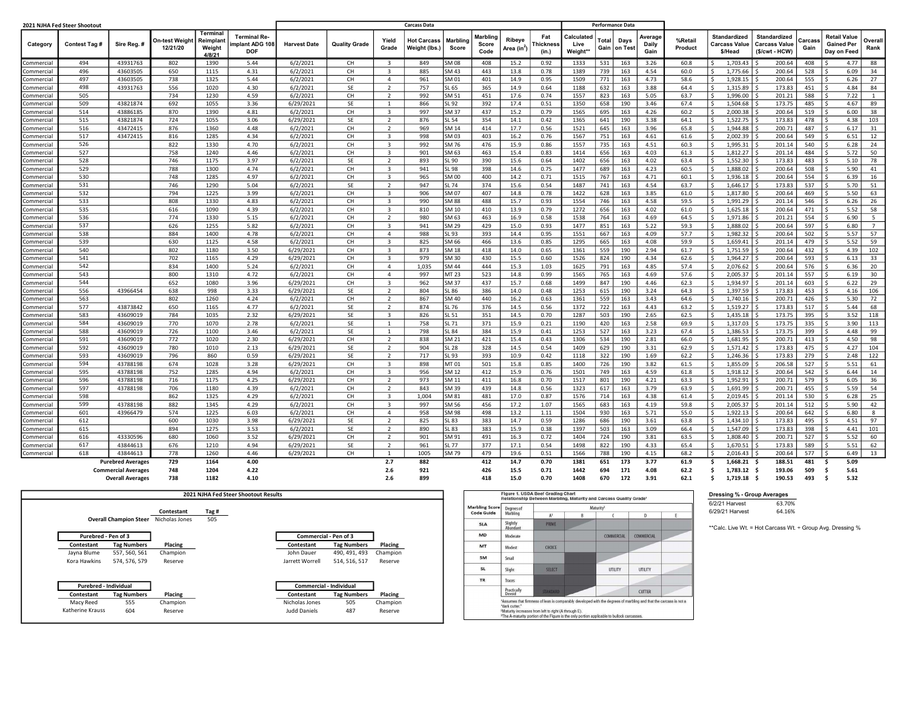## 2021 NJHA Fed Steer Shootout

| | | | | | | | Carcass Data | | | | | | | | Performance Data | | | | | | | | | | |
|---|---|---|---|---|---|---|---|---|---|---|---|---|---|---|---|---|---|---|---|---|---|---|---|---|---|
| Category | Contest Tag # | Sire Reg. # | On-test Weight 12/21/20 | Terminal Reimplant Weight 4/8/21 | Terminal Re-implant ADG 108 DOF | Harvest Date | Quality Grade | Yield Grade | Hot Carcass Weight (lbs.) | Marbling Score | Marbling Score Code | Ribeye Area ($in^2$) | Fat Thickness (in.) | Calculated Live Weight** | Total Gain | Days on Test | Average Daily Gain | %Retail Product | Standardized Carcass Value $/Head | Standardized Carcass Value ($/cwt - HCW) | Carcass Gain | Retail Value Gained Per Day on Feed | Overall Rank |
| Commercial | 494 | 43931763 | 802 | 1390 | 5.44 | 6/2/2021 | CH | 3 | 849 | SM 08 | 408 | 15.2 | 0.92 | 1333 | 531 | 163 | 3.26 | 60.8 | $ 1,703.43 | $ 200.64 | 408 | $ 4.77 | 88 |
| Commercial | 496 | 43603505 | 650 | 1115 | 4.31 | 6/2/2021 | CH | 3 | 885 | SM 43 | 443 | 13.8 | 0.78 | 1389 | 739 | 163 | 4.54 | 60.0 | $ 1,775.66 | $ 200.64 | 528 | $ 6.09 | 34 |
| Commercial | 497 | 43603505 | 738 | 1325 | 5.44 | 6/2/2021 | CH | 4 | 961 | SM 01 | 401 | 14.9 | 0.95 | 1509 | 771 | 163 | 4.73 | 58.6 | $ 1,928.15 | $ 200.64 | 555 | $ 6.26 | 27 |
| Commercial | 498 | 43931763 | 556 | 1020 | 4.30 | 6/2/2021 | SE | 2 | 757 | SL 65 | 365 | 14.9 | 0.64 | 1188 | 632 | 163 | 3.88 | 64.4 | $ 1,315.89 | $ 173.83 | 451 | $ 4.84 | 84 |
| Commercial | 505 | | 734 | 1230 | 4.59 | 6/2/2021 | CH | 2 | 992 | SM 51 | 451 | 17.6 | 0.74 | 1557 | 823 | 163 | 5.05 | 63.7 | $ 1,996.00 | $ 201.21 | 588 | $ 7.22 | 1 |
| Commercial | 509 | 43821874 | 692 | 1055 | 3.36 | 6/29/2021 | SE | 1 | 866 | SL 92 | 392 | 17.4 | 0.51 | 1350 | 658 | 190 | 3.46 | 67.4 | $ 1,504.68 | $ 173.75 | 485 | $ 4.67 | 89 |
| Commercial | 514 | 43886185 | 870 | 1390 | 4.81 | 6/2/2021 | CH | 3 | 997 | SM 37 | 437 | 15.2 | 0.79 | 1565 | 695 | 163 | 4.26 | 60.2 | $ 2,000.38 | $ 200.64 | 519 | $ 6.00 | 38 |
| Commercial | 515 | 43821874 | 724 | 1055 | 3.06 | 6/29/2021 | SE | 2 | 876 | SL 54 | 354 | 14.1 | 0.42 | 1365 | 641 | 190 | 3.38 | 64.1 | $ 1,522.75 | $ 173.83 | 478 | $ 4.38 | 103 |
| Commercial | 516 | 43472415 | 876 | 1360 | 4.48 | 6/2/2021 | CH | 2 | 969 | SM 14 | 414 | 17.7 | 0.56 | 1521 | 645 | 163 | 3.96 | 65.8 | $ 1,944.88 | $ 200.71 | 487 | $ 6.17 | 31 |
| Commercial | 517 | 43472415 | 816 | 1285 | 4.34 | 6/2/2021 | CH | 3 | 998 | SM 03 | 403 | 16.2 | 0.76 | 1567 | 751 | 163 | 4.61 | 61.6 | $ 2,002.39 | $ 200.64 | 549 | $ 6.51 | 12 |
| Commercial | 526 | | 822 | 1330 | 4.70 | 6/2/2021 | CH | 3 | 992 | SM 76 | 476 | 15.9 | 0.86 | 1557 | 735 | 163 | 4.51 | 60.3 | $ 1,995.31 | $ 201.14 | 540 | $ 6.28 | 24 |
| Commercial | 527 | | 758 | 1240 | 4.46 | 6/2/2021 | CH | 3 | 901 | SM 63 | 463 | 15.4 | 0.83 | 1414 | 656 | 163 | 4.03 | 61.3 | $ 1,812.27 | $ 201.14 | 484 | $ 5.72 | 50 |
| Commercial | 528 | | 746 | 1175 | 3.97 | 6/2/2021 | SE | 2 | 893 | SL 90 | 390 | 15.6 | 0.64 | 1402 | 656 | 163 | 4.02 | 63.4 | $ 1,552.30 | $ 173.83 | 483 | $ 5.10 | 78 |
| Commercial | 529 | | 788 | 1300 | 4.74 | 6/2/2021 | CH | 3 | 941 | SL 98 | 398 | 14.6 | 0.75 | 1477 | 689 | 163 | 4.23 | 60.5 | $ 1,888.02 | $ 200.64 | 508 | $ 5.90 | 41 |
| Commercial | 530 | | 748 | 1285 | 4.97 | 6/2/2021 | CH | 3 | 965 | SM 00 | 400 | 14.2 | 0.71 | 1515 | 767 | 163 | 4.71 | 60.1 | $ 1,936.18 | $ 200.64 | 554 | $ 6.39 | 16 |
| Commercial | 531 | | 746 | 1290 | 5.04 | 6/2/2021 | SE | 2 | 947 | SL 74 | 374 | 15.6 | 0.54 | 1487 | 741 | 163 | 4.54 | 63.7 | $ 1,646.17 | $ 173.83 | 537 | $ 5.70 | 51 |
| Commercial | 532 | | 794 | 1225 | 3.99 | 6/2/2021 | CH | 3 | 906 | SM 07 | 407 | 14.8 | 0.78 | 1422 | 628 | 163 | 3.85 | 61.0 | $ 1,817.80 | $ 200.64 | 469 | $ 5.50 | 63 |
| Commercial | 533 | | 808 | 1330 | 4.83 | 6/2/2021 | CH | 3 | 990 | SM 88 | 488 | 15.7 | 0.93 | 1554 | 746 | 163 | 4.58 | 59.5 | $ 1,991.29 | $ 201.14 | 546 | $ 6.26 | 26 |
| Commercial | 535 | | 616 | 1090 | 4.39 | 6/2/2021 | CH | 3 | 810 | SM 10 | 410 | 13.9 | 0.79 | 1272 | 656 | 163 | 4.02 | 61.0 | $ 1,625.18 | $ 200.64 | 471 | $ 5.52 | 58 |
| Commercial | 536 | | 774 | 1330 | 5.15 | 6/2/2021 | CH | 2 | 980 | SM 63 | 463 | 16.9 | 0.58 | 1538 | 764 | 163 | 4.69 | 64.5 | $ 1,971.86 | $ 201.21 | 554 | $ 6.90 | 5 |
| Commercial | 537 | | 626 | 1255 | 5.82 | 6/2/2021 | CH | 3 | 941 | SM 29 | 429 | 15.0 | 0.93 | 1477 | 851 | 163 | 5.22 | 59.3 | $ 1,888.02 | $ 200.64 | 597 | $ 6.80 | 7 |
| Commercial | 538 | | 884 | 1400 | 4.78 | 6/2/2021 | CH | 4 | 988 | SL 93 | 393 | 14.4 | 0.95 | 1551 | 667 | 163 | 4.09 | 57.7 | $ 1,982.32 | $ 200.64 | 502 | $ 5.57 | 57 |
| Commercial | 539 | | 630 | 1125 | 4.58 | 6/2/2021 | CH | 3 | 825 | SM 66 | 466 | 13.6 | 0.85 | 1295 | 665 | 163 | 4.08 | 59.9 | $ 1,659.41 | $ 201.14 | 479 | $ 5.52 | 59 |
| Commercial | 540 | | 802 | 1180 | 3.50 | 6/29/2021 | CH | 3 | 873 | SM 18 | 418 | 14.0 | 0.65 | 1361 | 559 | 190 | 2.94 | 61.7 | $ 1,751.59 | $ 200.64 | 432 | $ 4.39 | 102 |
| Commercial | 541 | | 702 | 1165 | 4.29 | 6/29/2021 | CH | 3 | 979 | SM 30 | 430 | 15.5 | 0.60 | 1526 | 824 | 190 | 4.34 | 62.6 | $ 1,964.27 | $ 200.64 | 593 | $ 6.13 | 33 |
| Commercial | 542 | | 834 | 1400 | 5.24 | 6/2/2021 | CH | 4 | 1,035 | SM 44 | 444 | 15.3 | 1.03 | 1625 | 791 | 163 | 4.85 | 57.4 | $ 2,076.62 | $ 200.64 | 576 | $ 6.36 | 20 |
| Commercial | 543 | | 800 | 1310 | 4.72 | 6/2/2021 | CH | 4 | 997 | MT 23 | 523 | 14.8 | 0.99 | 1565 | 765 | 163 | 4.69 | 57.6 | $ 2,005.37 | $ 201.14 | 557 | $ 6.19 | 30 |
| Commercial | 544 | | 652 | 1080 | 3.96 | 6/29/2021 | CH | 3 | 962 | SM 37 | 437 | 15.7 | 0.68 | 1499 | 847 | 190 | 4.46 | 62.3 | $ 1,934.97 | $ 201.14 | 603 | $ 6.22 | 29 |
| Commercial | 556 | 43966454 | 638 | 998 | 3.33 | 6/29/2021 | SE | 2 | 804 | SL 86 | 386 | 14.0 | 0.48 | 1253 | 615 | 190 | 3.24 | 64.3 | $ 1,397.59 | $ 173.83 | 453 | $ 4.16 | 106 |
| Commercial | 563 | | 802 | 1260 | 4.24 | 6/2/2021 | CH | 2 | 867 | SM 40 | 440 | 16.2 | 0.63 | 1361 | 559 | 163 | 3.43 | 64.6 | $ 1,740.16 | $ 200.71 | 426 | $ 5.30 | 72 |
| Commercial | 577 | 43873842 | 650 | 1165 | 4.77 | 6/2/2021 | SE | 2 | 874 | SL 76 | 376 | 14.5 | 0.56 | 1372 | 722 | 163 | 4.43 | 63.2 | $ 1,519.27 | $ 173.83 | 517 | $ 5.44 | 68 |
| Commercial | 583 | 43609019 | 784 | 1035 | 2.32 | 6/29/2021 | SE | 3 | 826 | SL 51 | 351 | 14.5 | 0.70 | 1287 | 503 | 190 | 2.65 | 62.5 | $ 1,435.18 | $ 173.75 | 395 | $ 3.52 | 118 |
| Commercial | 584 | 43609019 | 770 | 1070 | 2.78 | 6/2/2021 | SE | 1 | 758 | SL 71 | 371 | 15.9 | 0.21 | 1190 | 420 | 163 | 2.58 | 69.9 | $ 1,317.03 | $ 173.75 | 335 | $ 3.90 | 113 |
| Commercial | 588 | 43609019 | 726 | 1100 | 3.46 | 6/2/2021 | SE | 1 | 798 | SL 84 | 384 | 15.9 | 0.41 | 1253 | 527 | 163 | 3.23 | 67.4 | $ 1,386.53 | $ 173.75 | 399 | $ 4.48 | 99 |
| Commercial | 591 | 43609019 | 772 | 1020 | 2.30 | 6/29/2021 | CH | 2 | 838 | SM 21 | 421 | 15.4 | 0.43 | 1306 | 534 | 190 | 2.81 | 66.0 | $ 1,681.95 | $ 200.71 | 413 | $ 4.50 | 98 |
| Commercial | 592 | 43609019 | 780 | 1010 | 2.13 | 6/29/2021 | SE | 2 | 904 | SL 28 | 328 | 14.5 | 0.54 | 1409 | 629 | 190 | 3.31 | 62.9 | $ 1,571.42 | $ 173.83 | 475 | $ 4.27 | 104 |
| Commercial | 593 | 43609019 | 796 | 860 | 0.59 | 6/29/2021 | SE | 2 | 717 | SL 93 | 393 | 10.9 | 0.42 | 1118 | 322 | 190 | 1.69 | 62.2 | $ 1,246.36 | $ 173.83 | 279 | $ 2.48 | 122 |
| Commercial | 594 | 43788198 | 674 | 1028 | 3.28 | 6/29/2021 | CH | 3 | 898 | MT 01 | 501 | 15.8 | 0.85 | 1400 | 726 | 190 | 3.82 | 61.5 | $ 1,855.09 | $ 206.58 | 527 | $ 5.51 | 61 |
| Commercial | 595 | 43788198 | 752 | 1285 | 4.94 | 6/2/2021 | CH | 3 | 956 | SM 12 | 412 | 15.9 | 0.76 | 1501 | 749 | 163 | 4.59 | 61.8 | $ 1,918.12 | $ 200.64 | 542 | $ 6.44 | 14 |
| Commercial | 596 | 43788198 | 716 | 1175 | 4.25 | 6/29/2021 | CH | 2 | 973 | SM 11 | 411 | 16.8 | 0.70 | 1517 | 801 | 190 | 4.21 | 63.3 | $ 1,952.91 | $ 200.71 | 579 | $ 6.05 | 36 |
| Commercial | 597 | 43788198 | 706 | 1180 | 4.39 | 6/2/2021 | CH | 2 | 843 | SM 39 | 439 | 14.8 | 0.56 | 1323 | 617 | 163 | 3.79 | 63.9 | $ 1,691.99 | $ 200.71 | 455 | $ 5.59 | 54 |
| Commercial | 598 | | 862 | 1325 | 4.29 | 6/2/2021 | CH | 3 | 1,004 | SM 81 | 481 | 17.0 | 0.87 | 1576 | 714 | 163 | 4.38 | 61.4 | $ 2,019.45 | $ 201.14 | 530 | $ 6.28 | 25 |
| Commercial | 599 | 43788198 | 882 | 1345 | 4.29 | 6/2/2021 | CH | 3 | 997 | SM 56 | 456 | 17.2 | 1.07 | 1565 | 683 | 163 | 4.19 | 59.8 | $ 2,005.37 | $ 201.14 | 512 | $ 5.90 | 42 |
| Commercial | 601 | 43966479 | 574 | 1225 | 6.03 | 6/2/2021 | CH | 4 | 958 | SM 98 | 498 | 13.2 | 1.11 | 1504 | 930 | 163 | 5.71 | 55.0 | $ 1,922.13 | $ 200.64 | 642 | $ 6.80 | 8 |
| Commercial | 612 | | 600 | 1030 | 3.98 | 6/29/2021 | SE | 2 | 825 | SL 83 | 383 | 14.7 | 0.59 | 1286 | 686 | 190 | 3.61 | 63.8 | $ 1,434.10 | $ 173.83 | 495 | $ 4.51 | 97 |
| Commercial | 615 | | 894 | 1275 | 3.53 | 6/2/2021 | SE | 2 | 890 | SL 83 | 383 | 15.9 | 0.38 | 1397 | 503 | 163 | 3.09 | 66.4 | $ 1,547.09 | $ 173.83 | 398 | $ 4.41 | 101 |
| Commercial | 616 | 43330596 | 680 | 1060 | 3.52 | 6/29/2021 | CH | 2 | 901 | SM 91 | 491 | 16.3 | 0.72 | 1404 | 724 | 190 | 3.81 | 63.5 | $ 1,808.40 | $ 200.71 | 527 | $ 5.52 | 60 |
| Commercial | 617 | 43844613 | 676 | 1210 | 4.94 | 6/29/2021 | SE | 2 | 961 | SL 77 | 377 | 17.1 | 0.54 | 1498 | 822 | 190 | 4.33 | 65.4 | $ 1,670.51 | $ 173.83 | 589 | $ 5.51 | 62 |
| Commercial | 618 | 43844613 | 778 | 1260 | 4.46 | 6/29/2021 | CH | 1 | 1005 | SM 79 | 479 | 19.6 | 0.51 | 1566 | 788 | 190 | 4.15 | 68.2 | $ 2,016.43 | $ 200.64 | 577 | $ 6.49 | 13 |
| | Purebred Averages | | 729 | 1164 | 4.00 | | | 2.7 | 882 | | 412 | 14.7 | 0.70 | 1381 | 651 | 173 | 3.77 | 61.9 | $ 1,668.21 | $ 188.51 | 481 | $ 5.09 | |
| | Commercial Averages | | 748 | 1204 | 4.22 | | | 2.6 | 921 | | 426 | 15.5 | 0.71 | 1442 | 694 | 171 | 4.08 | 62.2 | $ 1,783.12 | $ 193.06 | 509 | $ 5.61 | |
| | Overall Averages | | 738 | 1182 | 4.10 | | | 2.6 | 899 | | 418 | 15.0 | 0.70 | 1408 | 670 | 172 | 3.91 | 62.1 | $ 1,719.18 | $ 190.53 | 493 | $ 5.32 | |

### 2021 NJHA Fed Steer Shootout Results

| | Contestant | Tag # |
|---|---|---|
| Overall Champion Steer | Nicholas Jones | 505 |

**Purebred - Pen of 3**

| Contestant | Tag Numbers | Placing |
|---|---|---|
| Jayna Blume | 557, 560, 561 | Champion |
| Kora Hawkins | 574, 576, 579 | Reserve |

**Commercial - Pen of 3**

| Contestant | Tag Numbers | Placing |
|---|---|---|
| John Dauer | 490, 491, 493 | Champion |
| Jarrett Worrell | 514, 516, 517 | Reserve |

**Purebred - Individual**

| Contestant | Tag Numbers | Placing |
|---|---|---|
| Macy Reed | 555 | Champion |
| Katherine Krauss | 604 | Reserve |

**Commercial - Individual**

| Contestant | Tag Numbers | Placing |
|---|---|---|
| Nicholas Jones | 505 | Champion |
| Judd Daniels | 487 | Reserve |

Figure 1. USDA Beef Grading Chart
Relationship Between Marbling, Maturity and Carcass Quality Grade[1]

Marbling Score Code Guide
Degrees of Marbling
Maturity[2]
A[3] B C D E
SLA Slightly Abundant PRIME
MD Moderate COMMERCIAL COMMERCIAL
MT Modest CHOICE
SM Small
SL Slight SELECT UTILITY UTILITY
TR Traces
Practically Devoid STANDARD CUTTER

[1]Assumes that firmness of lean is comparably developed with the degrees of marbling and that the carcass is not a "dark cutter."
[2]Maturity increases from left to right (A through E).
[3]The A-maturity portion of the Figure is the only portion applicable to bullock carcasses.

**Dressing % - Group Averages**

| | |
|---|---|
| 6/2/21 Harvest | 63.70% |
| 6/29/21 Harvest | 64.16% |

**Calc. Live Wt. = Hot Carcass Wt. ÷ Group Avg. Dressing %